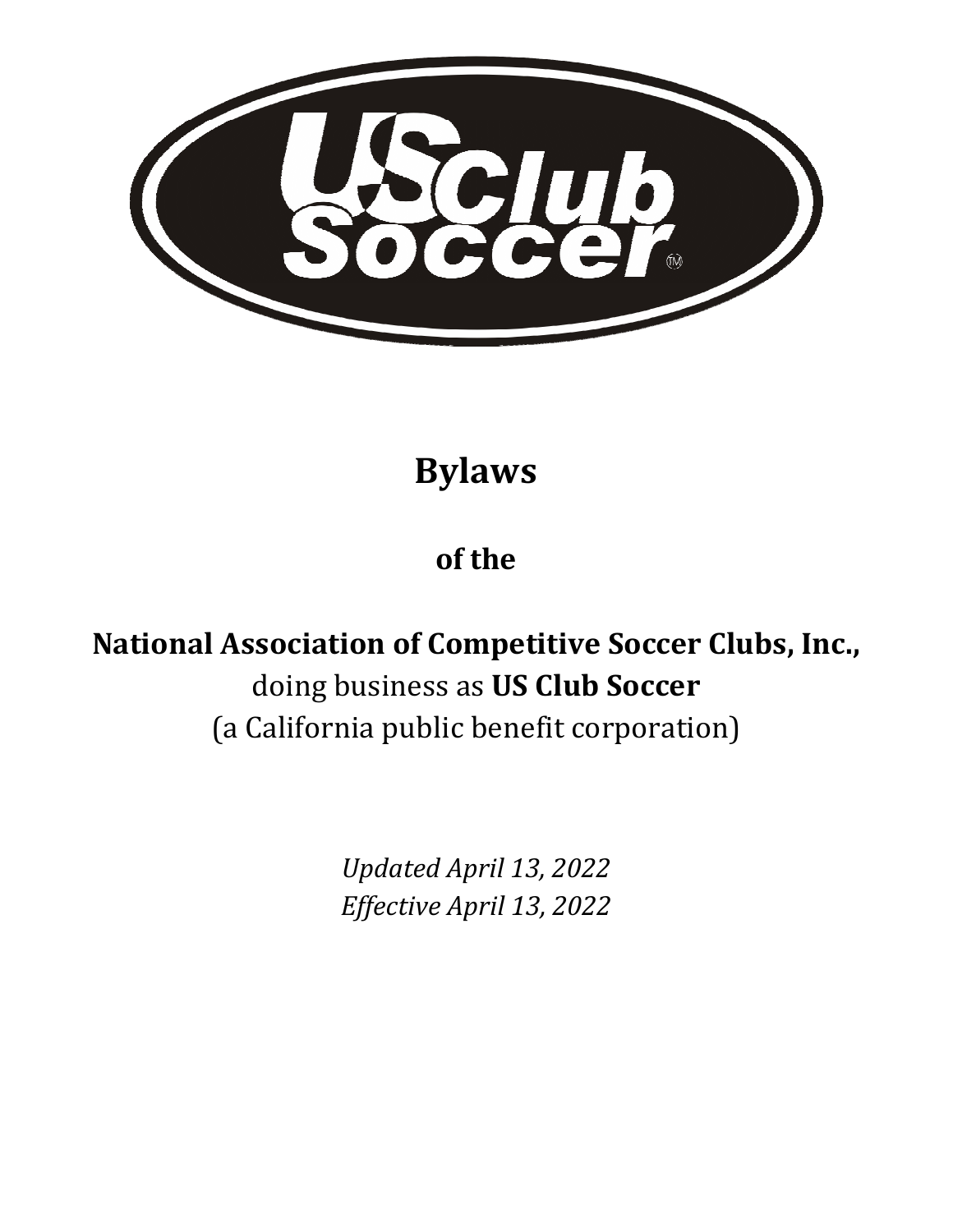# Bylaws

## of the

## National Association of Competitive Soccer Clubs, Inc.,

doing business as **US Club Soccer**

(a California public benefit corporation)

*Updated April 13, 2022*

*Effective April 13, 2022*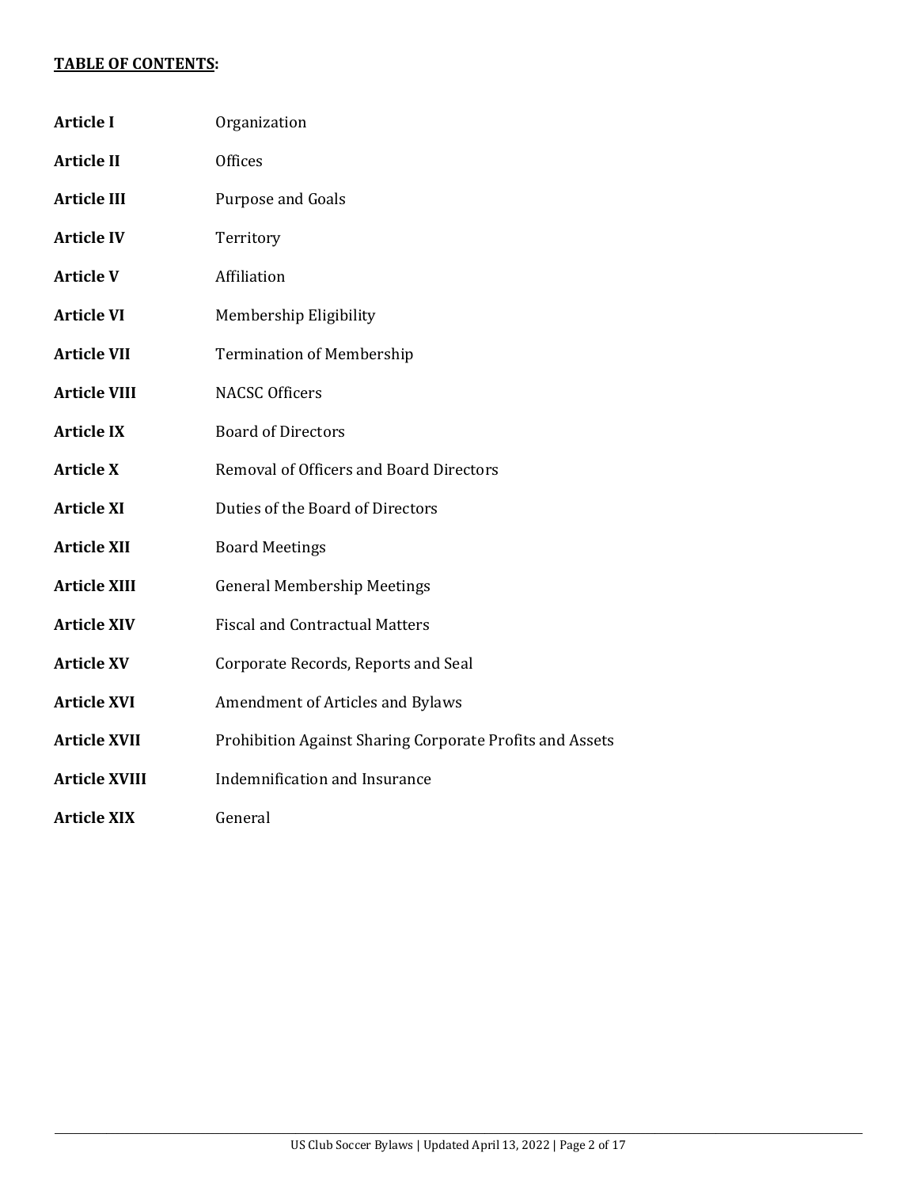**<u>TABLE OF CONTENTS</u>:**

| | |
|---|---|
| **Article I** | Organization |
| **Article II** | Offices |
| **Article III** | Purpose and Goals |
| **Article IV** | Territory |
| **Article V** | Affiliation |
| **Article VI** | Membership Eligibility |
| **Article VII** | Termination of Membership |
| **Article VIII** | NACSC Officers |
| **Article IX** | Board of Directors |
| **Article X** | Removal of Officers and Board Directors |
| **Article XI** | Duties of the Board of Directors |
| **Article XII** | Board Meetings |
| **Article XIII** | General Membership Meetings |
| **Article XIV** | Fiscal and Contractual Matters |
| **Article XV** | Corporate Records, Reports and Seal |
| **Article XVI** | Amendment of Articles and Bylaws |
| **Article XVII** | Prohibition Against Sharing Corporate Profits and Assets |
| **Article XVIII** | Indemnification and Insurance |
| **Article XIX** | General |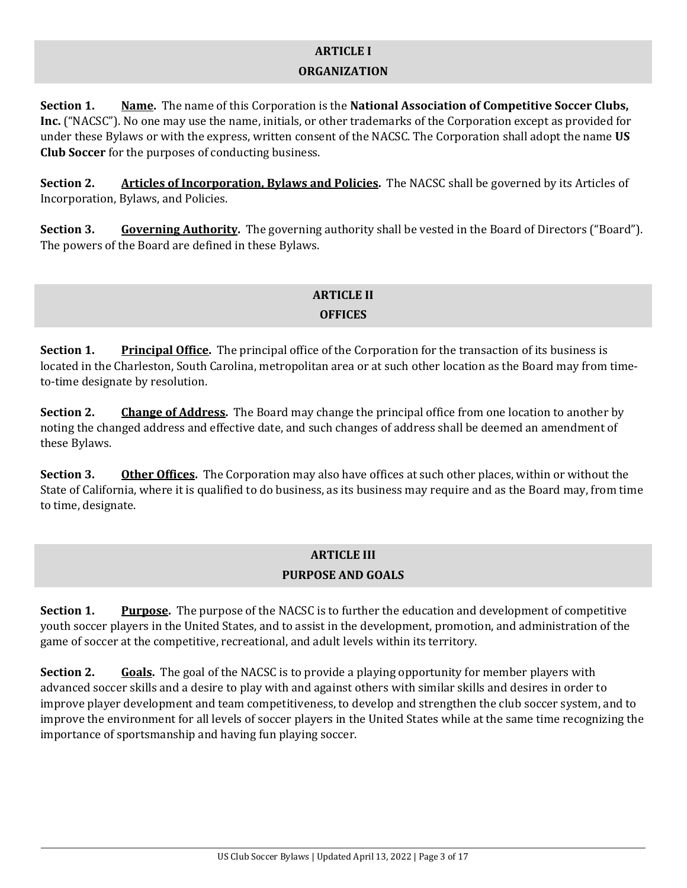## ARTICLE I
## ORGANIZATION

**Section 1.** **Name.** The name of this Corporation is the **National Association of Competitive Soccer Clubs, Inc.** ("NACSC"). No one may use the name, initials, or other trademarks of the Corporation except as provided for under these Bylaws or with the express, written consent of the NACSC. The Corporation shall adopt the name **US Club Soccer** for the purposes of conducting business.

**Section 2.** **Articles of Incorporation, Bylaws and Policies.** The NACSC shall be governed by its Articles of Incorporation, Bylaws, and Policies.

**Section 3.** **Governing Authority.** The governing authority shall be vested in the Board of Directors ("Board"). The powers of the Board are defined in these Bylaws.

## ARTICLE II
## OFFICES

**Section 1.** **Principal Office.** The principal office of the Corporation for the transaction of its business is located in the Charleston, South Carolina, metropolitan area or at such other location as the Board may from time-to-time designate by resolution.

**Section 2.** **Change of Address.** The Board may change the principal office from one location to another by noting the changed address and effective date, and such changes of address shall be deemed an amendment of these Bylaws.

**Section 3.** **Other Offices.** The Corporation may also have offices at such other places, within or without the State of California, where it is qualified to do business, as its business may require and as the Board may, from time to time, designate.

## ARTICLE III
## PURPOSE AND GOALS

**Section 1.** **Purpose.** The purpose of the NACSC is to further the education and development of competitive youth soccer players in the United States, and to assist in the development, promotion, and administration of the game of soccer at the competitive, recreational, and adult levels within its territory.

**Section 2.** **Goals.** The goal of the NACSC is to provide a playing opportunity for member players with advanced soccer skills and a desire to play with and against others with similar skills and desires in order to improve player development and team competitiveness, to develop and strengthen the club soccer system, and to improve the environment for all levels of soccer players in the United States while at the same time recognizing the importance of sportsmanship and having fun playing soccer.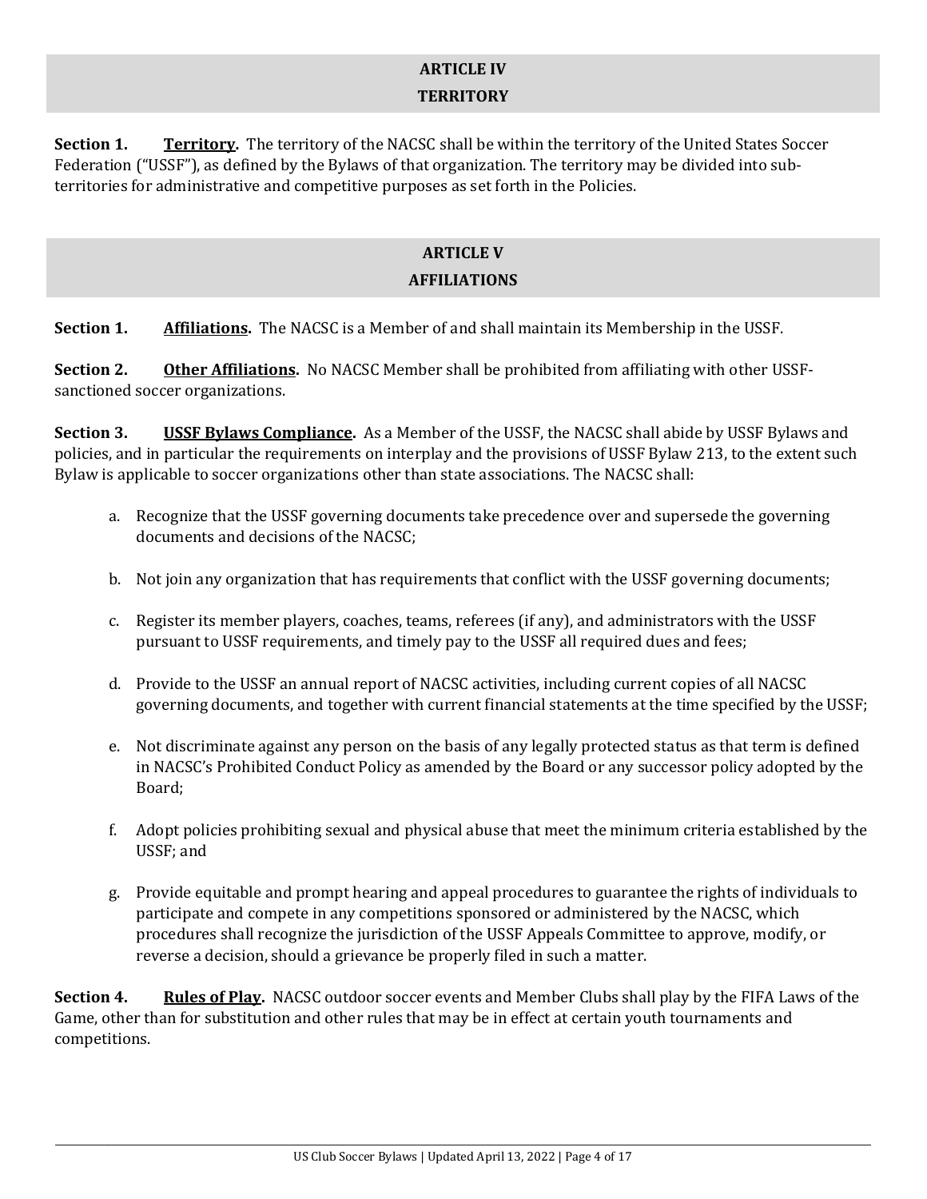## ARTICLE IV
## TERRITORY

**Section 1.** **<u>Territory</u>.** The territory of the NACSC shall be within the territory of the United States Soccer Federation ("USSF"), as defined by the Bylaws of that organization. The territory may be divided into sub-territories for administrative and competitive purposes as set forth in the Policies.

## ARTICLE V
## AFFILIATIONS

**Section 1.** **<u>Affiliations</u>.** The NACSC is a Member of and shall maintain its Membership in the USSF.

**Section 2.** **<u>Other Affiliations</u>.** No NACSC Member shall be prohibited from affiliating with other USSF-sanctioned soccer organizations.

**Section 3.** **<u>USSF Bylaws Compliance</u>.** As a Member of the USSF, the NACSC shall abide by USSF Bylaws and policies, and in particular the requirements on interplay and the provisions of USSF Bylaw 213, to the extent such Bylaw is applicable to soccer organizations other than state associations. The NACSC shall:

a. Recognize that the USSF governing documents take precedence over and supersede the governing documents and decisions of the NACSC;

b. Not join any organization that has requirements that conflict with the USSF governing documents;

c. Register its member players, coaches, teams, referees (if any), and administrators with the USSF pursuant to USSF requirements, and timely pay to the USSF all required dues and fees;

d. Provide to the USSF an annual report of NACSC activities, including current copies of all NACSC governing documents, and together with current financial statements at the time specified by the USSF;

e. Not discriminate against any person on the basis of any legally protected status as that term is defined in NACSC's Prohibited Conduct Policy as amended by the Board or any successor policy adopted by the Board;

f. Adopt policies prohibiting sexual and physical abuse that meet the minimum criteria established by the USSF; and

g. Provide equitable and prompt hearing and appeal procedures to guarantee the rights of individuals to participate and compete in any competitions sponsored or administered by the NACSC, which procedures shall recognize the jurisdiction of the USSF Appeals Committee to approve, modify, or reverse a decision, should a grievance be properly filed in such a matter.

**Section 4.** **<u>Rules of Play</u>.** NACSC outdoor soccer events and Member Clubs shall play by the FIFA Laws of the Game, other than for substitution and other rules that may be in effect at certain youth tournaments and competitions.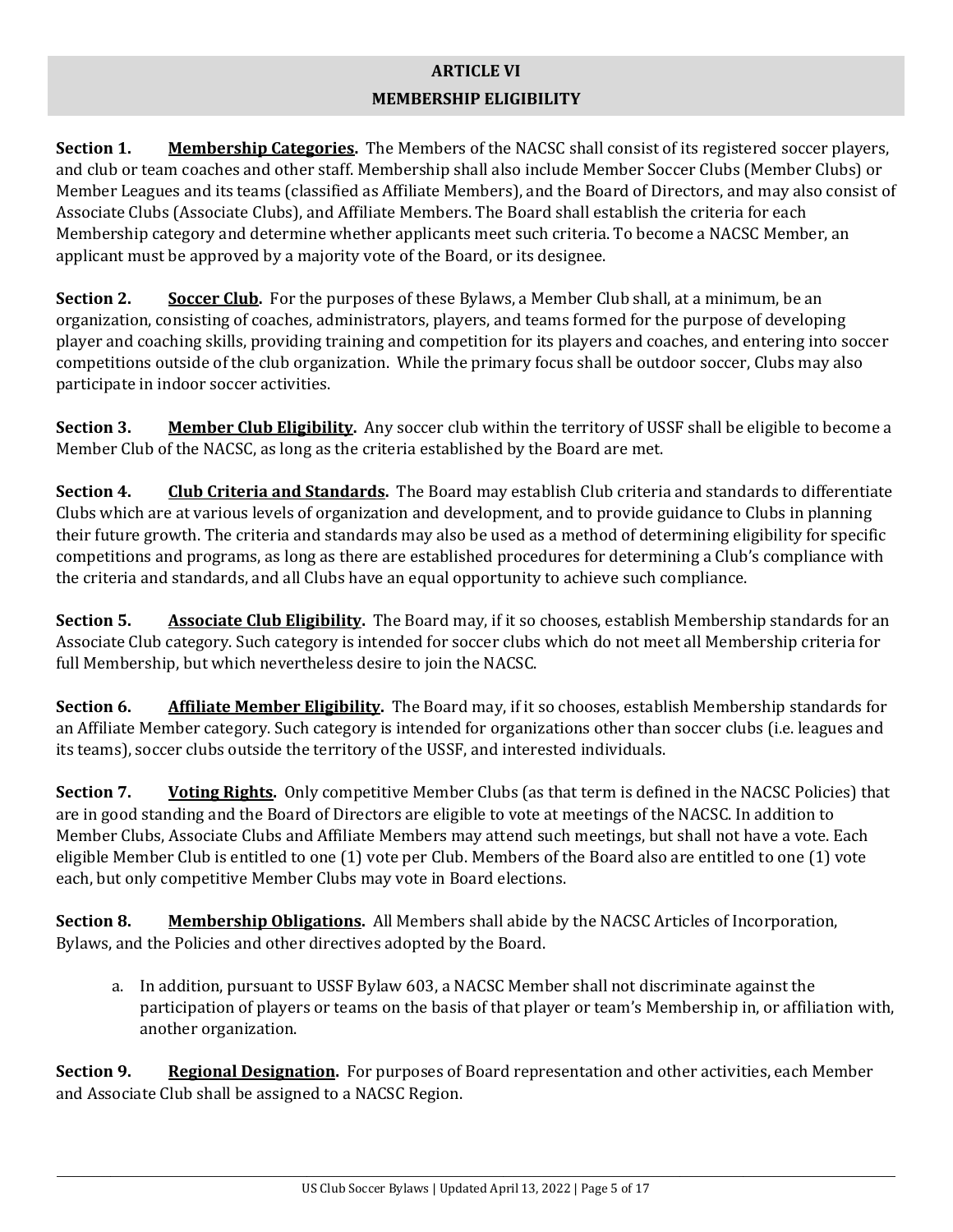## ARTICLE VI
## MEMBERSHIP ELIGIBILITY

**Section 1. Membership Categories.** The Members of the NACSC shall consist of its registered soccer players, and club or team coaches and other staff. Membership shall also include Member Soccer Clubs (Member Clubs) or Member Leagues and its teams (classified as Affiliate Members), and the Board of Directors, and may also consist of Associate Clubs (Associate Clubs), and Affiliate Members. The Board shall establish the criteria for each Membership category and determine whether applicants meet such criteria. To become a NACSC Member, an applicant must be approved by a majority vote of the Board, or its designee.

**Section 2. Soccer Club.** For the purposes of these Bylaws, a Member Club shall, at a minimum, be an organization, consisting of coaches, administrators, players, and teams formed for the purpose of developing player and coaching skills, providing training and competition for its players and coaches, and entering into soccer competitions outside of the club organization. While the primary focus shall be outdoor soccer, Clubs may also participate in indoor soccer activities.

**Section 3. Member Club Eligibility.** Any soccer club within the territory of USSF shall be eligible to become a Member Club of the NACSC, as long as the criteria established by the Board are met.

**Section 4. Club Criteria and Standards.** The Board may establish Club criteria and standards to differentiate Clubs which are at various levels of organization and development, and to provide guidance to Clubs in planning their future growth. The criteria and standards may also be used as a method of determining eligibility for specific competitions and programs, as long as there are established procedures for determining a Club's compliance with the criteria and standards, and all Clubs have an equal opportunity to achieve such compliance.

**Section 5. Associate Club Eligibility.** The Board may, if it so chooses, establish Membership standards for an Associate Club category. Such category is intended for soccer clubs which do not meet all Membership criteria for full Membership, but which nevertheless desire to join the NACSC.

**Section 6. Affiliate Member Eligibility.** The Board may, if it so chooses, establish Membership standards for an Affiliate Member category. Such category is intended for organizations other than soccer clubs (i.e. leagues and its teams), soccer clubs outside the territory of the USSF, and interested individuals.

**Section 7. Voting Rights.** Only competitive Member Clubs (as that term is defined in the NACSC Policies) that are in good standing and the Board of Directors are eligible to vote at meetings of the NACSC. In addition to Member Clubs, Associate Clubs and Affiliate Members may attend such meetings, but shall not have a vote. Each eligible Member Club is entitled to one (1) vote per Club. Members of the Board also are entitled to one (1) vote each, but only competitive Member Clubs may vote in Board elections.

**Section 8. Membership Obligations.** All Members shall abide by the NACSC Articles of Incorporation, Bylaws, and the Policies and other directives adopted by the Board.

a. In addition, pursuant to USSF Bylaw 603, a NACSC Member shall not discriminate against the participation of players or teams on the basis of that player or team's Membership in, or affiliation with, another organization.

**Section 9. Regional Designation.** For purposes of Board representation and other activities, each Member and Associate Club shall be assigned to a NACSC Region.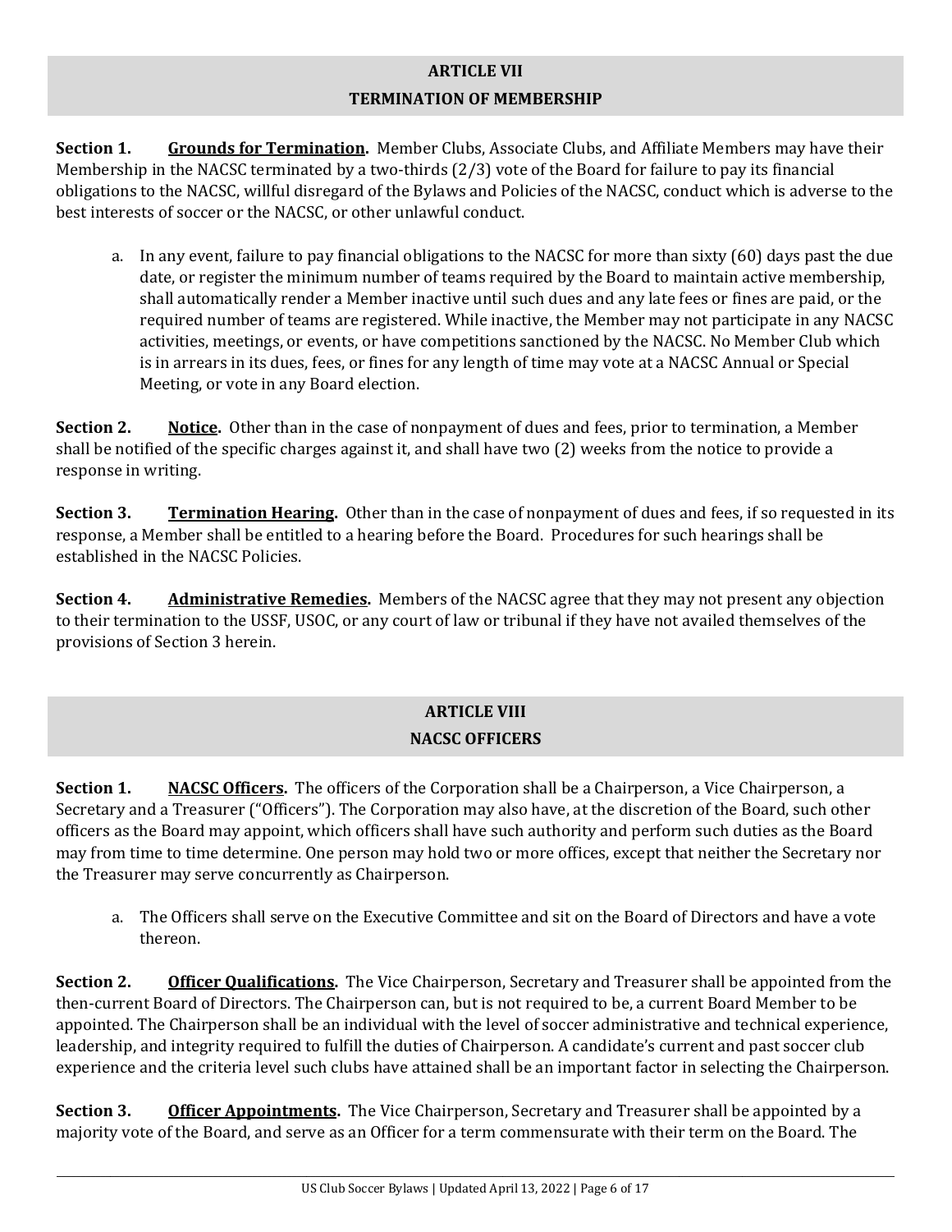## ARTICLE VII
## TERMINATION OF MEMBERSHIP

**Section 1. <u>Grounds for Termination</u>.** Member Clubs, Associate Clubs, and Affiliate Members may have their Membership in the NACSC terminated by a two-thirds (2/3) vote of the Board for failure to pay its financial obligations to the NACSC, willful disregard of the Bylaws and Policies of the NACSC, conduct which is adverse to the best interests of soccer or the NACSC, or other unlawful conduct.

a. In any event, failure to pay financial obligations to the NACSC for more than sixty (60) days past the due date, or register the minimum number of teams required by the Board to maintain active membership, shall automatically render a Member inactive until such dues and any late fees or fines are paid, or the required number of teams are registered. While inactive, the Member may not participate in any NACSC activities, meetings, or events, or have competitions sanctioned by the NACSC. No Member Club which is in arrears in its dues, fees, or fines for any length of time may vote at a NACSC Annual or Special Meeting, or vote in any Board election.

**Section 2. <u>Notice</u>.** Other than in the case of nonpayment of dues and fees, prior to termination, a Member shall be notified of the specific charges against it, and shall have two (2) weeks from the notice to provide a response in writing.

**Section 3. <u>Termination Hearing</u>.** Other than in the case of nonpayment of dues and fees, if so requested in its response, a Member shall be entitled to a hearing before the Board. Procedures for such hearings shall be established in the NACSC Policies.

**Section 4. <u>Administrative Remedies</u>.** Members of the NACSC agree that they may not present any objection to their termination to the USSF, USOC, or any court of law or tribunal if they have not availed themselves of the provisions of Section 3 herein.

## ARTICLE VIII
## NACSC OFFICERS

**Section 1. <u>NACSC Officers</u>.** The officers of the Corporation shall be a Chairperson, a Vice Chairperson, a Secretary and a Treasurer ("Officers"). The Corporation may also have, at the discretion of the Board, such other officers as the Board may appoint, which officers shall have such authority and perform such duties as the Board may from time to time determine. One person may hold two or more offices, except that neither the Secretary nor the Treasurer may serve concurrently as Chairperson.

a. The Officers shall serve on the Executive Committee and sit on the Board of Directors and have a vote thereon.

**Section 2. <u>Officer Qualifications</u>.** The Vice Chairperson, Secretary and Treasurer shall be appointed from the then-current Board of Directors. The Chairperson can, but is not required to be, a current Board Member to be appointed. The Chairperson shall be an individual with the level of soccer administrative and technical experience, leadership, and integrity required to fulfill the duties of Chairperson. A candidate's current and past soccer club experience and the criteria level such clubs have attained shall be an important factor in selecting the Chairperson.

**Section 3. <u>Officer Appointments</u>.** The Vice Chairperson, Secretary and Treasurer shall be appointed by a majority vote of the Board, and serve as an Officer for a term commensurate with their term on the Board. The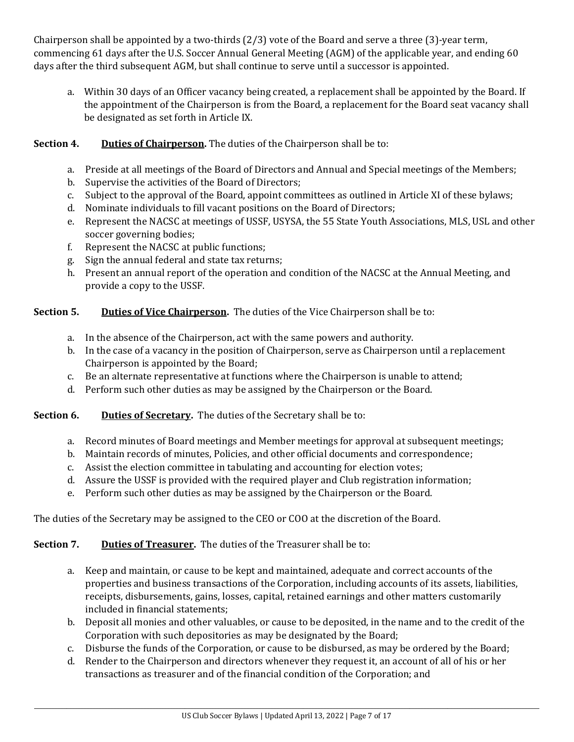Chairperson shall be appointed by a two-thirds (2/3) vote of the Board and serve a three (3)-year term, commencing 61 days after the U.S. Soccer Annual General Meeting (AGM) of the applicable year, and ending 60 days after the third subsequent AGM, but shall continue to serve until a successor is appointed.

a. Within 30 days of an Officer vacancy being created, a replacement shall be appointed by the Board. If the appointment of the Chairperson is from the Board, a replacement for the Board seat vacancy shall be designated as set forth in Article IX.

**Section 4.** **<u>Duties of Chairperson</u>.** The duties of the Chairperson shall be to:

a. Preside at all meetings of the Board of Directors and Annual and Special meetings of the Members;
b. Supervise the activities of the Board of Directors;
c. Subject to the approval of the Board, appoint committees as outlined in Article XI of these bylaws;
d. Nominate individuals to fill vacant positions on the Board of Directors;
e. Represent the NACSC at meetings of USSF, USYSA, the 55 State Youth Associations, MLS, USL and other soccer governing bodies;
f. Represent the NACSC at public functions;
g. Sign the annual federal and state tax returns;
h. Present an annual report of the operation and condition of the NACSC at the Annual Meeting, and provide a copy to the USSF.

**Section 5.** **<u>Duties of Vice Chairperson</u>.** The duties of the Vice Chairperson shall be to:

a. In the absence of the Chairperson, act with the same powers and authority.
b. In the case of a vacancy in the position of Chairperson, serve as Chairperson until a replacement Chairperson is appointed by the Board;
c. Be an alternate representative at functions where the Chairperson is unable to attend;
d. Perform such other duties as may be assigned by the Chairperson or the Board.

**Section 6.** **<u>Duties of Secretary</u>.** The duties of the Secretary shall be to:

a. Record minutes of Board meetings and Member meetings for approval at subsequent meetings;
b. Maintain records of minutes, Policies, and other official documents and correspondence;
c. Assist the election committee in tabulating and accounting for election votes;
d. Assure the USSF is provided with the required player and Club registration information;
e. Perform such other duties as may be assigned by the Chairperson or the Board.

The duties of the Secretary may be assigned to the CEO or COO at the discretion of the Board.

**Section 7.** **<u>Duties of Treasurer</u>.** The duties of the Treasurer shall be to:

a. Keep and maintain, or cause to be kept and maintained, adequate and correct accounts of the properties and business transactions of the Corporation, including accounts of its assets, liabilities, receipts, disbursements, gains, losses, capital, retained earnings and other matters customarily included in financial statements;
b. Deposit all monies and other valuables, or cause to be deposited, in the name and to the credit of the Corporation with such depositories as may be designated by the Board;
c. Disburse the funds of the Corporation, or cause to be disbursed, as may be ordered by the Board;
d. Render to the Chairperson and directors whenever they request it, an account of all of his or her transactions as treasurer and of the financial condition of the Corporation; and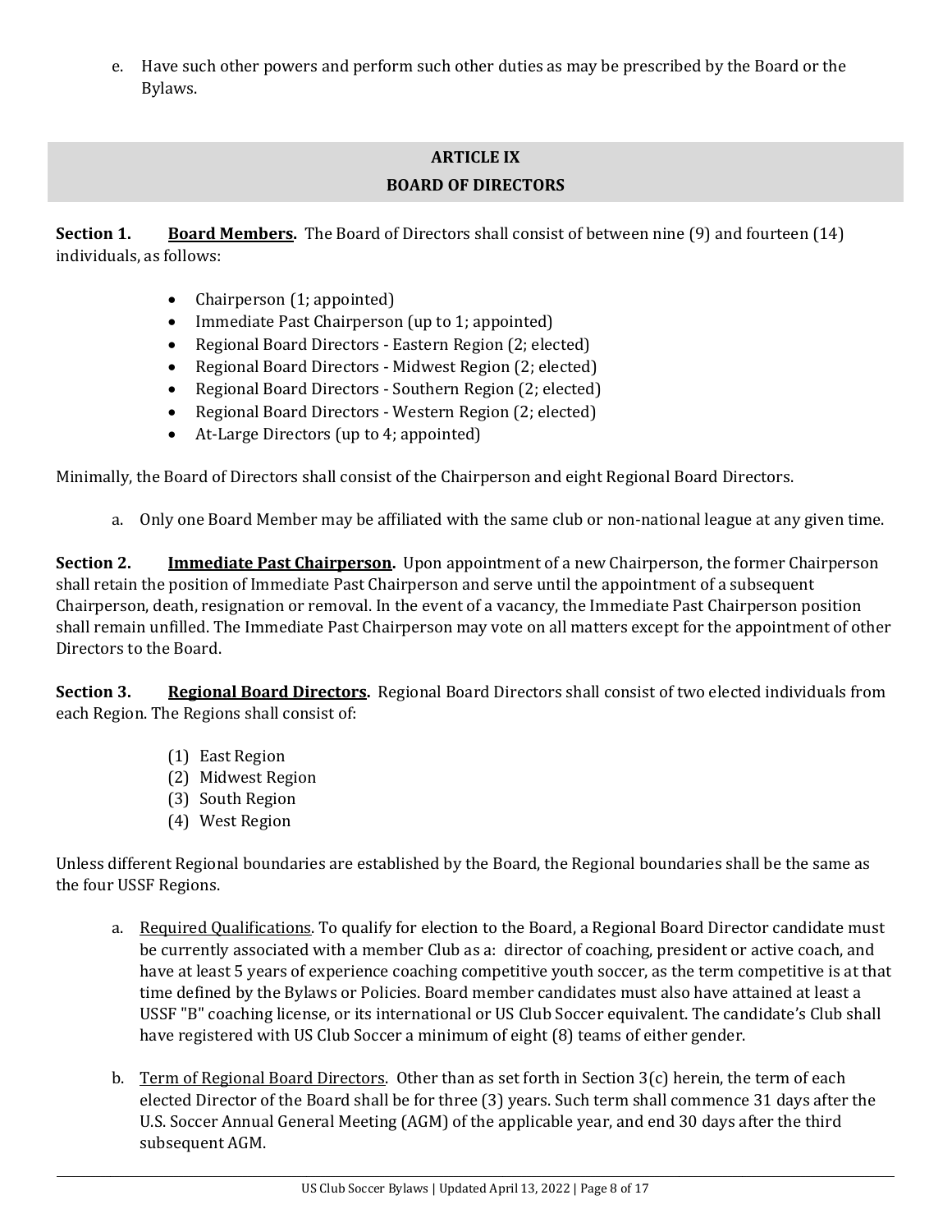e. Have such other powers and perform such other duties as may be prescribed by the Board or the Bylaws.

## ARTICLE IX
## BOARD OF DIRECTORS

**Section 1.** **Board Members.** The Board of Directors shall consist of between nine (9) and fourteen (14) individuals, as follows:

- Chairperson (1; appointed)
- Immediate Past Chairperson (up to 1; appointed)
- Regional Board Directors - Eastern Region (2; elected)
- Regional Board Directors - Midwest Region (2; elected)
- Regional Board Directors - Southern Region (2; elected)
- Regional Board Directors - Western Region (2; elected)
- At-Large Directors (up to 4; appointed)

Minimally, the Board of Directors shall consist of the Chairperson and eight Regional Board Directors.

a. Only one Board Member may be affiliated with the same club or non-national league at any given time.

**Section 2.** **Immediate Past Chairperson.** Upon appointment of a new Chairperson, the former Chairperson shall retain the position of Immediate Past Chairperson and serve until the appointment of a subsequent Chairperson, death, resignation or removal. In the event of a vacancy, the Immediate Past Chairperson position shall remain unfilled. The Immediate Past Chairperson may vote on all matters except for the appointment of other Directors to the Board.

**Section 3.** **Regional Board Directors.** Regional Board Directors shall consist of two elected individuals from each Region. The Regions shall consist of:

(1) East Region
(2) Midwest Region
(3) South Region
(4) West Region

Unless different Regional boundaries are established by the Board, the Regional boundaries shall be the same as the four USSF Regions.

a. Required Qualifications. To qualify for election to the Board, a Regional Board Director candidate must be currently associated with a member Club as a: director of coaching, president or active coach, and have at least 5 years of experience coaching competitive youth soccer, as the term competitive is at that time defined by the Bylaws or Policies. Board member candidates must also have attained at least a USSF "B" coaching license, or its international or US Club Soccer equivalent. The candidate's Club shall have registered with US Club Soccer a minimum of eight (8) teams of either gender.

b. Term of Regional Board Directors. Other than as set forth in Section 3(c) herein, the term of each elected Director of the Board shall be for three (3) years. Such term shall commence 31 days after the U.S. Soccer Annual General Meeting (AGM) of the applicable year, and end 30 days after the third subsequent AGM.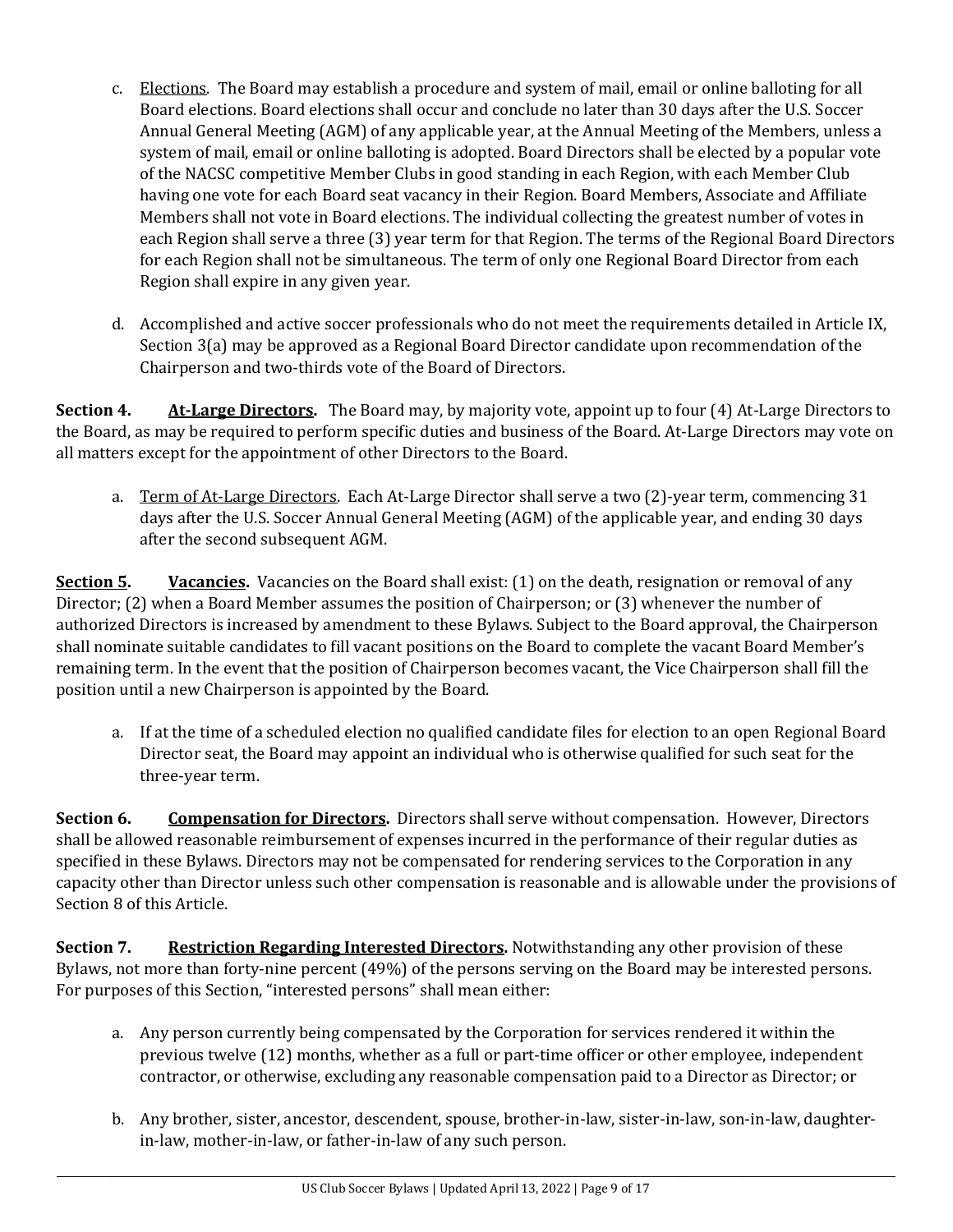c. Elections. The Board may establish a procedure and system of mail, email or online balloting for all Board elections. Board elections shall occur and conclude no later than 30 days after the U.S. Soccer Annual General Meeting (AGM) of any applicable year, at the Annual Meeting of the Members, unless a system of mail, email or online balloting is adopted. Board Directors shall be elected by a popular vote of the NACSC competitive Member Clubs in good standing in each Region, with each Member Club having one vote for each Board seat vacancy in their Region. Board Members, Associate and Affiliate Members shall not vote in Board elections. The individual collecting the greatest number of votes in each Region shall serve a three (3) year term for that Region. The terms of the Regional Board Directors for each Region shall not be simultaneous. The term of only one Regional Board Director from each Region shall expire in any given year.

d. Accomplished and active soccer professionals who do not meet the requirements detailed in Article IX, Section 3(a) may be approved as a Regional Board Director candidate upon recommendation of the Chairperson and two-thirds vote of the Board of Directors.

**Section 4. At-Large Directors.** The Board may, by majority vote, appoint up to four (4) At-Large Directors to the Board, as may be required to perform specific duties and business of the Board. At-Large Directors may vote on all matters except for the appointment of other Directors to the Board.

a. Term of At-Large Directors. Each At-Large Director shall serve a two (2)-year term, commencing 31 days after the U.S. Soccer Annual General Meeting (AGM) of the applicable year, and ending 30 days after the second subsequent AGM.

**Section 5. Vacancies.** Vacancies on the Board shall exist: (1) on the death, resignation or removal of any Director; (2) when a Board Member assumes the position of Chairperson; or (3) whenever the number of authorized Directors is increased by amendment to these Bylaws. Subject to the Board approval, the Chairperson shall nominate suitable candidates to fill vacant positions on the Board to complete the vacant Board Member's remaining term. In the event that the position of Chairperson becomes vacant, the Vice Chairperson shall fill the position until a new Chairperson is appointed by the Board.

a. If at the time of a scheduled election no qualified candidate files for election to an open Regional Board Director seat, the Board may appoint an individual who is otherwise qualified for such seat for the three-year term.

**Section 6. Compensation for Directors.** Directors shall serve without compensation. However, Directors shall be allowed reasonable reimbursement of expenses incurred in the performance of their regular duties as specified in these Bylaws. Directors may not be compensated for rendering services to the Corporation in any capacity other than Director unless such other compensation is reasonable and is allowable under the provisions of Section 8 of this Article.

**Section 7. Restriction Regarding Interested Directors.** Notwithstanding any other provision of these Bylaws, not more than forty-nine percent (49%) of the persons serving on the Board may be interested persons. For purposes of this Section, "interested persons" shall mean either:

a. Any person currently being compensated by the Corporation for services rendered it within the previous twelve (12) months, whether as a full or part-time officer or other employee, independent contractor, or otherwise, excluding any reasonable compensation paid to a Director as Director; or

b. Any brother, sister, ancestor, descendent, spouse, brother-in-law, sister-in-law, son-in-law, daughter-in-law, mother-in-law, or father-in-law of any such person.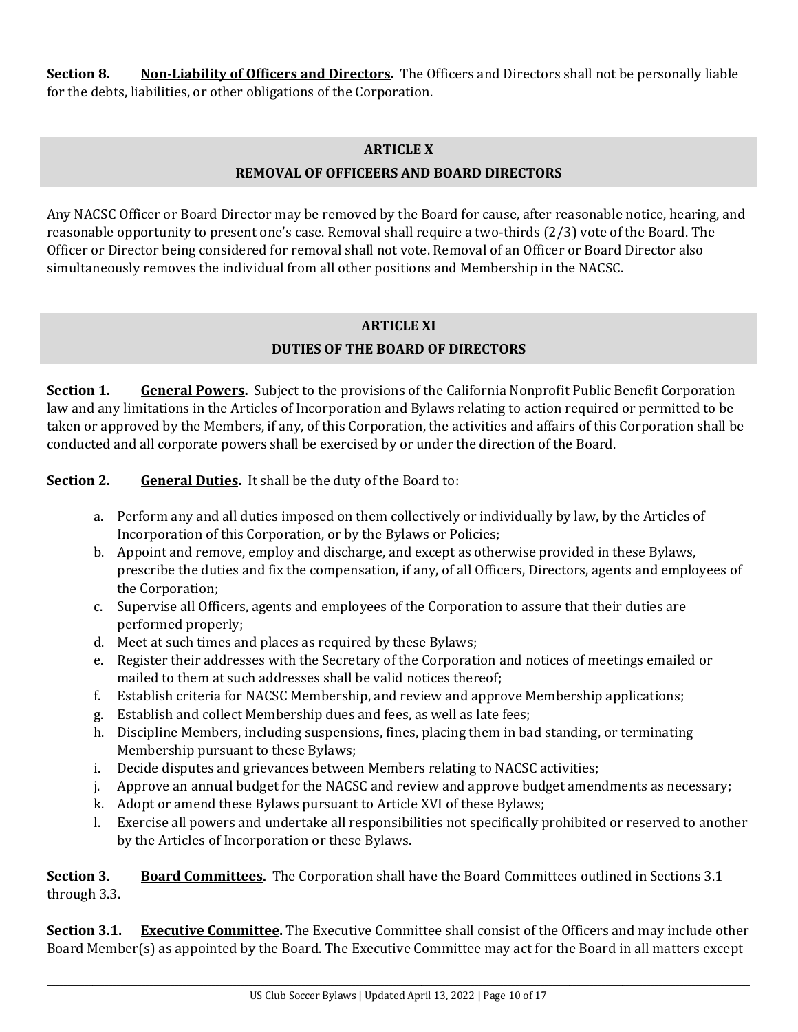**Section 8. Non-Liability of Officers and Directors.** The Officers and Directors shall not be personally liable for the debts, liabilities, or other obligations of the Corporation.

## ARTICLE X
## REMOVAL OF OFFICEERS AND BOARD DIRECTORS

Any NACSC Officer or Board Director may be removed by the Board for cause, after reasonable notice, hearing, and reasonable opportunity to present one's case. Removal shall require a two-thirds (2/3) vote of the Board. The Officer or Director being considered for removal shall not vote. Removal of an Officer or Board Director also simultaneously removes the individual from all other positions and Membership in the NACSC.

## ARTICLE XI
## DUTIES OF THE BOARD OF DIRECTORS

**Section 1. General Powers.** Subject to the provisions of the California Nonprofit Public Benefit Corporation law and any limitations in the Articles of Incorporation and Bylaws relating to action required or permitted to be taken or approved by the Members, if any, of this Corporation, the activities and affairs of this Corporation shall be conducted and all corporate powers shall be exercised by or under the direction of the Board.

**Section 2. General Duties.** It shall be the duty of the Board to:

a. Perform any and all duties imposed on them collectively or individually by law, by the Articles of Incorporation of this Corporation, or by the Bylaws or Policies;
b. Appoint and remove, employ and discharge, and except as otherwise provided in these Bylaws, prescribe the duties and fix the compensation, if any, of all Officers, Directors, agents and employees of the Corporation;
c. Supervise all Officers, agents and employees of the Corporation to assure that their duties are performed properly;
d. Meet at such times and places as required by these Bylaws;
e. Register their addresses with the Secretary of the Corporation and notices of meetings emailed or mailed to them at such addresses shall be valid notices thereof;
f. Establish criteria for NACSC Membership, and review and approve Membership applications;
g. Establish and collect Membership dues and fees, as well as late fees;
h. Discipline Members, including suspensions, fines, placing them in bad standing, or terminating Membership pursuant to these Bylaws;
i. Decide disputes and grievances between Members relating to NACSC activities;
j. Approve an annual budget for the NACSC and review and approve budget amendments as necessary;
k. Adopt or amend these Bylaws pursuant to Article XVI of these Bylaws;
l. Exercise all powers and undertake all responsibilities not specifically prohibited or reserved to another by the Articles of Incorporation or these Bylaws.

**Section 3. Board Committees.** The Corporation shall have the Board Committees outlined in Sections 3.1 through 3.3.

**Section 3.1. Executive Committee.** The Executive Committee shall consist of the Officers and may include other Board Member(s) as appointed by the Board. The Executive Committee may act for the Board in all matters except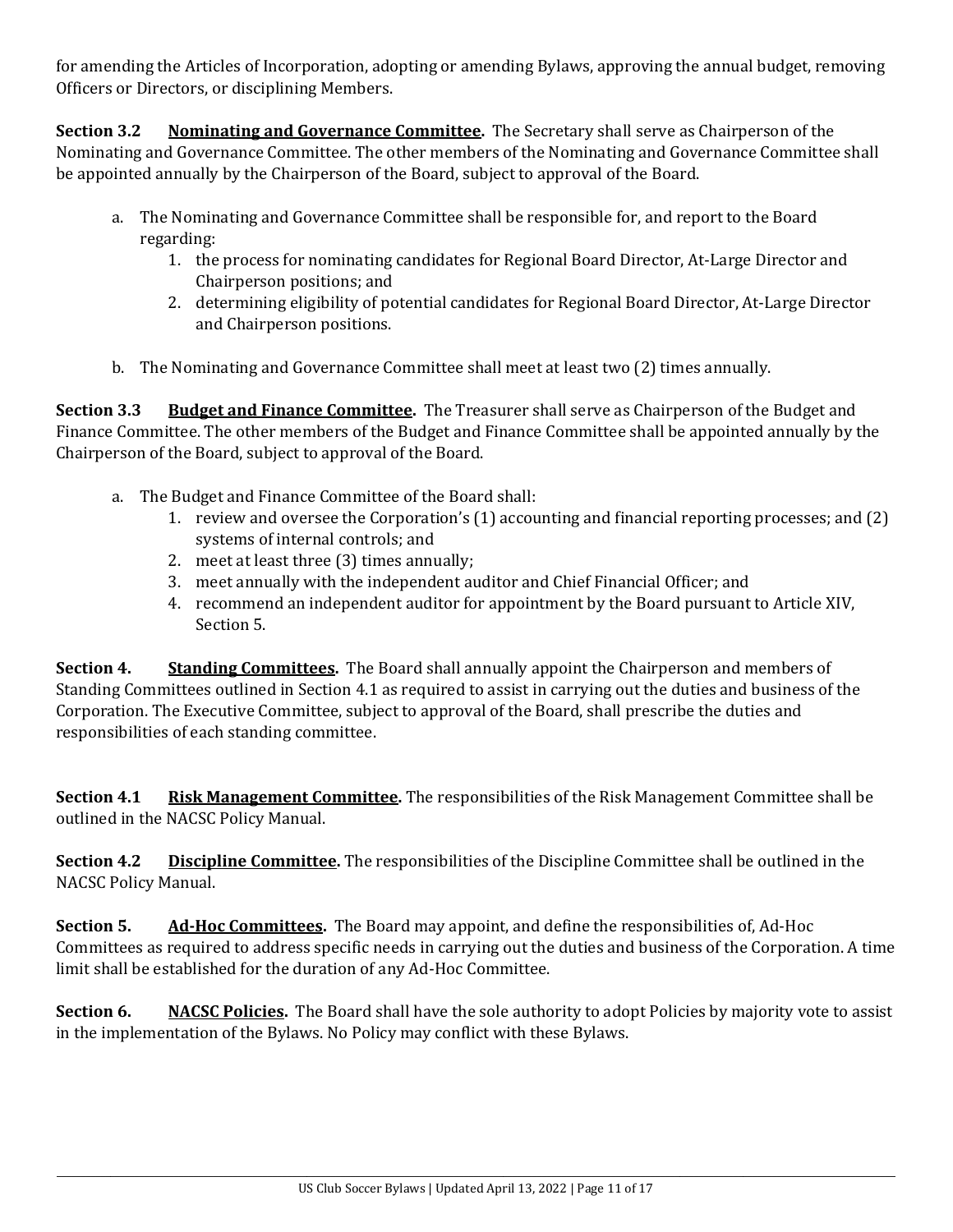for amending the Articles of Incorporation, adopting or amending Bylaws, approving the annual budget, removing Officers or Directors, or disciplining Members.

**Section 3.2 Nominating and Governance Committee.** The Secretary shall serve as Chairperson of the Nominating and Governance Committee. The other members of the Nominating and Governance Committee shall be appointed annually by the Chairperson of the Board, subject to approval of the Board.

a. The Nominating and Governance Committee shall be responsible for, and report to the Board regarding:
   1. the process for nominating candidates for Regional Board Director, At-Large Director and Chairperson positions; and
   2. determining eligibility of potential candidates for Regional Board Director, At-Large Director and Chairperson positions.

b. The Nominating and Governance Committee shall meet at least two (2) times annually.

**Section 3.3 Budget and Finance Committee.** The Treasurer shall serve as Chairperson of the Budget and Finance Committee. The other members of the Budget and Finance Committee shall be appointed annually by the Chairperson of the Board, subject to approval of the Board.

a. The Budget and Finance Committee of the Board shall:
   1. review and oversee the Corporation's (1) accounting and financial reporting processes; and (2) systems of internal controls; and
   2. meet at least three (3) times annually;
   3. meet annually with the independent auditor and Chief Financial Officer; and
   4. recommend an independent auditor for appointment by the Board pursuant to Article XIV, Section 5.

**Section 4. Standing Committees.** The Board shall annually appoint the Chairperson and members of Standing Committees outlined in Section 4.1 as required to assist in carrying out the duties and business of the Corporation. The Executive Committee, subject to approval of the Board, shall prescribe the duties and responsibilities of each standing committee.

**Section 4.1 Risk Management Committee.** The responsibilities of the Risk Management Committee shall be outlined in the NACSC Policy Manual.

**Section 4.2 Discipline Committee.** The responsibilities of the Discipline Committee shall be outlined in the NACSC Policy Manual.

**Section 5. Ad-Hoc Committees.** The Board may appoint, and define the responsibilities of, Ad-Hoc Committees as required to address specific needs in carrying out the duties and business of the Corporation. A time limit shall be established for the duration of any Ad-Hoc Committee.

**Section 6. NACSC Policies.** The Board shall have the sole authority to adopt Policies by majority vote to assist in the implementation of the Bylaws. No Policy may conflict with these Bylaws.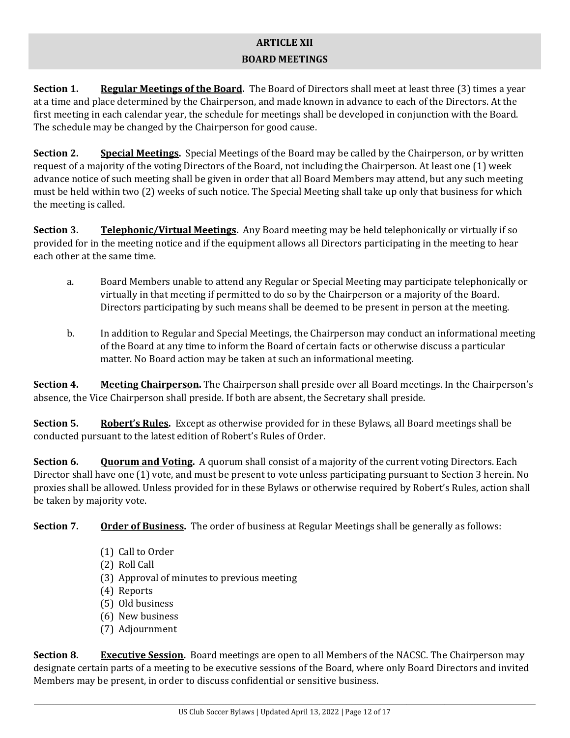## ARTICLE XII
## BOARD MEETINGS

**Section 1. <u>Regular Meetings of the Board</u>.** The Board of Directors shall meet at least three (3) times a year at a time and place determined by the Chairperson, and made known in advance to each of the Directors. At the first meeting in each calendar year, the schedule for meetings shall be developed in conjunction with the Board. The schedule may be changed by the Chairperson for good cause.

**Section 2. <u>Special Meetings</u>.** Special Meetings of the Board may be called by the Chairperson, or by written request of a majority of the voting Directors of the Board, not including the Chairperson. At least one (1) week advance notice of such meeting shall be given in order that all Board Members may attend, but any such meeting must be held within two (2) weeks of such notice. The Special Meeting shall take up only that business for which the meeting is called.

**Section 3. <u>Telephonic/Virtual Meetings</u>.** Any Board meeting may be held telephonically or virtually if so provided for in the meeting notice and if the equipment allows all Directors participating in the meeting to hear each other at the same time.

a. Board Members unable to attend any Regular or Special Meeting may participate telephonically or virtually in that meeting if permitted to do so by the Chairperson or a majority of the Board. Directors participating by such means shall be deemed to be present in person at the meeting.

b. In addition to Regular and Special Meetings, the Chairperson may conduct an informational meeting of the Board at any time to inform the Board of certain facts or otherwise discuss a particular matter. No Board action may be taken at such an informational meeting.

**Section 4. <u>Meeting Chairperson</u>.** The Chairperson shall preside over all Board meetings. In the Chairperson's absence, the Vice Chairperson shall preside. If both are absent, the Secretary shall preside.

**Section 5. <u>Robert's Rules</u>.** Except as otherwise provided for in these Bylaws, all Board meetings shall be conducted pursuant to the latest edition of Robert's Rules of Order.

**Section 6. <u>Quorum and Voting</u>.** A quorum shall consist of a majority of the current voting Directors. Each Director shall have one (1) vote, and must be present to vote unless participating pursuant to Section 3 herein. No proxies shall be allowed. Unless provided for in these Bylaws or otherwise required by Robert's Rules, action shall be taken by majority vote.

**Section 7. <u>Order of Business</u>.** The order of business at Regular Meetings shall be generally as follows:

(1) Call to Order
(2) Roll Call
(3) Approval of minutes to previous meeting
(4) Reports
(5) Old business
(6) New business
(7) Adjournment

**Section 8. <u>Executive Session</u>.** Board meetings are open to all Members of the NACSC. The Chairperson may designate certain parts of a meeting to be executive sessions of the Board, where only Board Directors and invited Members may be present, in order to discuss confidential or sensitive business.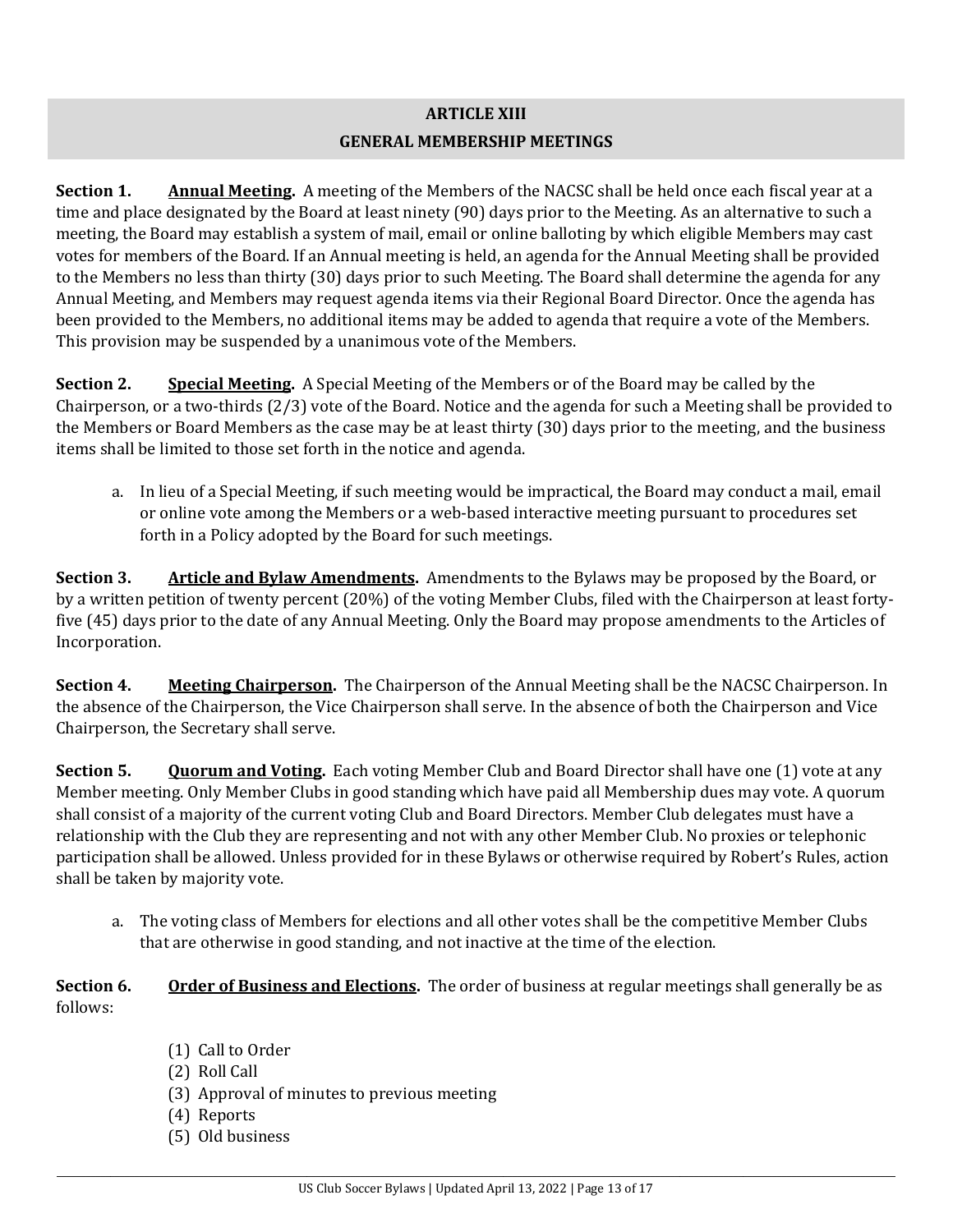## ARTICLE XIII
## GENERAL MEMBERSHIP MEETINGS

**Section 1. Annual Meeting.** A meeting of the Members of the NACSC shall be held once each fiscal year at a time and place designated by the Board at least ninety (90) days prior to the Meeting. As an alternative to such a meeting, the Board may establish a system of mail, email or online balloting by which eligible Members may cast votes for members of the Board. If an Annual meeting is held, an agenda for the Annual Meeting shall be provided to the Members no less than thirty (30) days prior to such Meeting. The Board shall determine the agenda for any Annual Meeting, and Members may request agenda items via their Regional Board Director. Once the agenda has been provided to the Members, no additional items may be added to agenda that require a vote of the Members. This provision may be suspended by a unanimous vote of the Members.

**Section 2. Special Meeting.** A Special Meeting of the Members or of the Board may be called by the Chairperson, or a two-thirds (2/3) vote of the Board. Notice and the agenda for such a Meeting shall be provided to the Members or Board Members as the case may be at least thirty (30) days prior to the meeting, and the business items shall be limited to those set forth in the notice and agenda.

a. In lieu of a Special Meeting, if such meeting would be impractical, the Board may conduct a mail, email or online vote among the Members or a web-based interactive meeting pursuant to procedures set forth in a Policy adopted by the Board for such meetings.

**Section 3. Article and Bylaw Amendments.** Amendments to the Bylaws may be proposed by the Board, or by a written petition of twenty percent (20%) of the voting Member Clubs, filed with the Chairperson at least forty-five (45) days prior to the date of any Annual Meeting. Only the Board may propose amendments to the Articles of Incorporation.

**Section 4. Meeting Chairperson.** The Chairperson of the Annual Meeting shall be the NACSC Chairperson. In the absence of the Chairperson, the Vice Chairperson shall serve. In the absence of both the Chairperson and Vice Chairperson, the Secretary shall serve.

**Section 5. Quorum and Voting.** Each voting Member Club and Board Director shall have one (1) vote at any Member meeting. Only Member Clubs in good standing which have paid all Membership dues may vote. A quorum shall consist of a majority of the current voting Club and Board Directors. Member Club delegates must have a relationship with the Club they are representing and not with any other Member Club. No proxies or telephonic participation shall be allowed. Unless provided for in these Bylaws or otherwise required by Robert's Rules, action shall be taken by majority vote.

a. The voting class of Members for elections and all other votes shall be the competitive Member Clubs that are otherwise in good standing, and not inactive at the time of the election.

**Section 6. Order of Business and Elections.** The order of business at regular meetings shall generally be as follows:

(1) Call to Order
(2) Roll Call
(3) Approval of minutes to previous meeting
(4) Reports
(5) Old business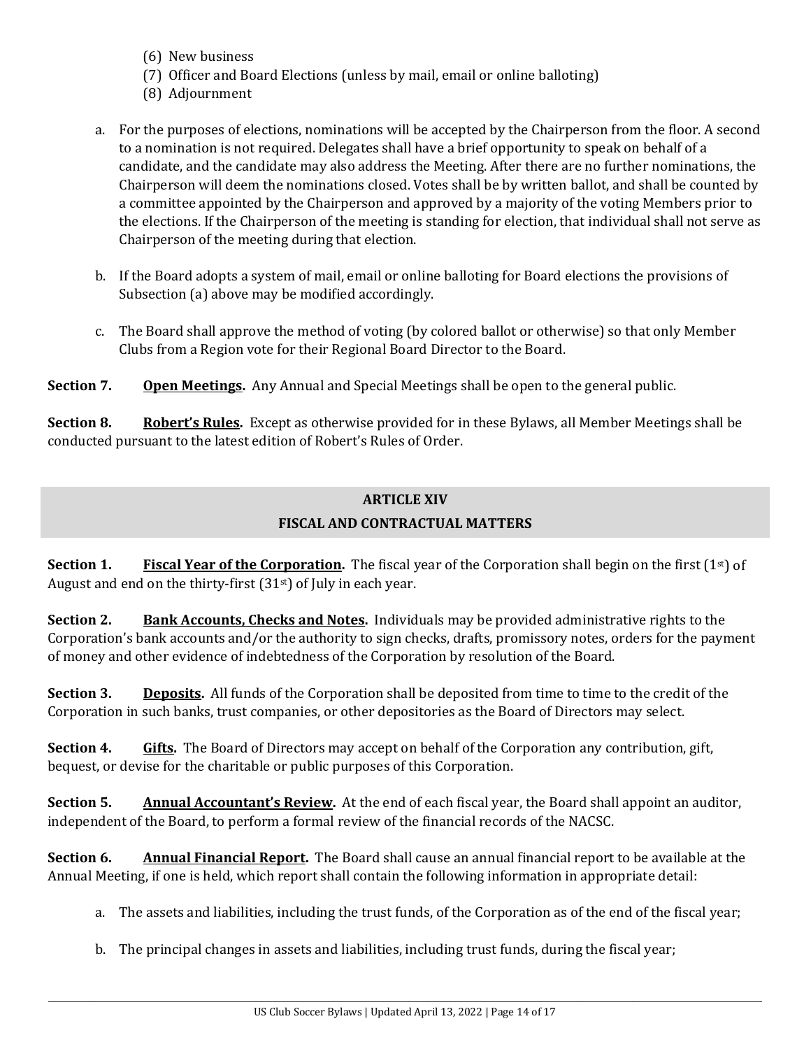(6) New business
(7) Officer and Board Elections (unless by mail, email or online balloting)
(8) Adjournment

a. For the purposes of elections, nominations will be accepted by the Chairperson from the floor. A second to a nomination is not required. Delegates shall have a brief opportunity to speak on behalf of a candidate, and the candidate may also address the Meeting. After there are no further nominations, the Chairperson will deem the nominations closed. Votes shall be by written ballot, and shall be counted by a committee appointed by the Chairperson and approved by a majority of the voting Members prior to the elections. If the Chairperson of the meeting is standing for election, that individual shall not serve as Chairperson of the meeting during that election.

b. If the Board adopts a system of mail, email or online balloting for Board elections the provisions of Subsection (a) above may be modified accordingly.

c. The Board shall approve the method of voting (by colored ballot or otherwise) so that only Member Clubs from a Region vote for their Regional Board Director to the Board.

**Section 7.** **Open Meetings.** Any Annual and Special Meetings shall be open to the general public.

**Section 8.** **Robert's Rules.** Except as otherwise provided for in these Bylaws, all Member Meetings shall be conducted pursuant to the latest edition of Robert's Rules of Order.

## ARTICLE XIV
## FISCAL AND CONTRACTUAL MATTERS

**Section 1.** **Fiscal Year of the Corporation.** The fiscal year of the Corporation shall begin on the first (1st) of August and end on the thirty-first (31st) of July in each year.

**Section 2.** **Bank Accounts, Checks and Notes.** Individuals may be provided administrative rights to the Corporation's bank accounts and/or the authority to sign checks, drafts, promissory notes, orders for the payment of money and other evidence of indebtedness of the Corporation by resolution of the Board.

**Section 3.** **Deposits.** All funds of the Corporation shall be deposited from time to time to the credit of the Corporation in such banks, trust companies, or other depositories as the Board of Directors may select.

**Section 4.** **Gifts.** The Board of Directors may accept on behalf of the Corporation any contribution, gift, bequest, or devise for the charitable or public purposes of this Corporation.

**Section 5.** **Annual Accountant's Review.** At the end of each fiscal year, the Board shall appoint an auditor, independent of the Board, to perform a formal review of the financial records of the NACSC.

**Section 6.** **Annual Financial Report.** The Board shall cause an annual financial report to be available at the Annual Meeting, if one is held, which report shall contain the following information in appropriate detail:

a. The assets and liabilities, including the trust funds, of the Corporation as of the end of the fiscal year;

b. The principal changes in assets and liabilities, including trust funds, during the fiscal year;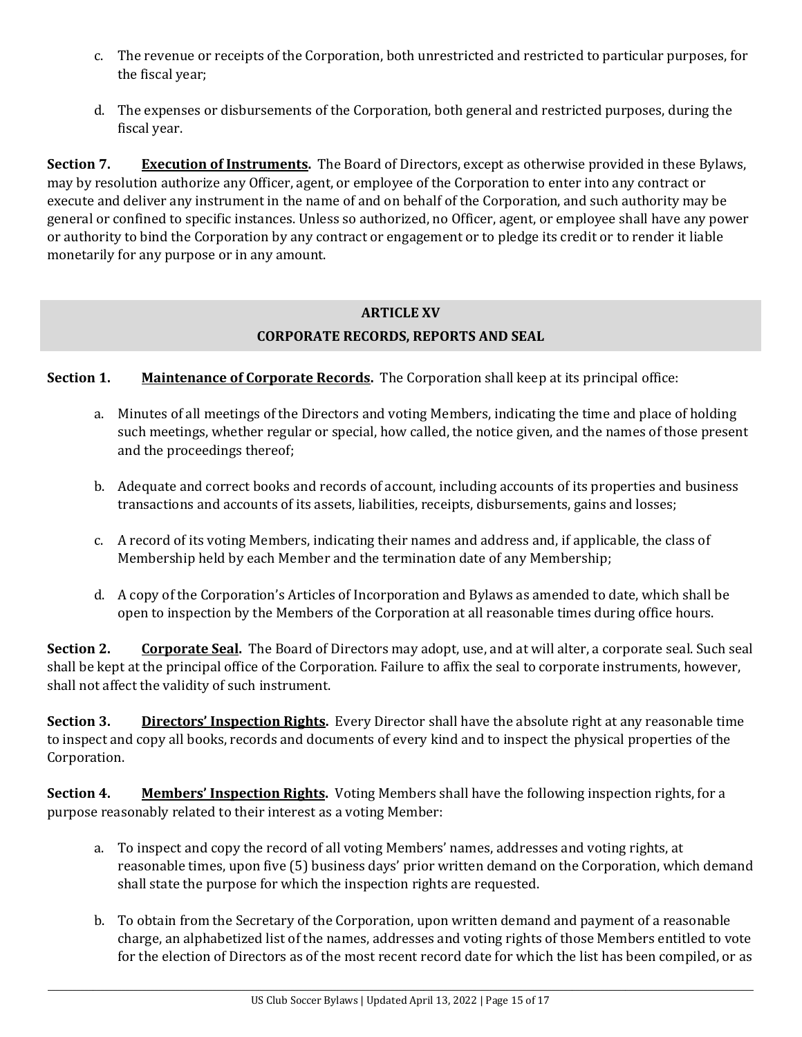c. The revenue or receipts of the Corporation, both unrestricted and restricted to particular purposes, for the fiscal year;

d. The expenses or disbursements of the Corporation, both general and restricted purposes, during the fiscal year.

**Section 7. <u>Execution of Instruments</u>.** The Board of Directors, except as otherwise provided in these Bylaws, may by resolution authorize any Officer, agent, or employee of the Corporation to enter into any contract or execute and deliver any instrument in the name of and on behalf of the Corporation, and such authority may be general or confined to specific instances. Unless so authorized, no Officer, agent, or employee shall have any power or authority to bind the Corporation by any contract or engagement or to pledge its credit or to render it liable monetarily for any purpose or in any amount.

## ARTICLE XV
## CORPORATE RECORDS, REPORTS AND SEAL

**Section 1. <u>Maintenance of Corporate Records</u>.** The Corporation shall keep at its principal office:

a. Minutes of all meetings of the Directors and voting Members, indicating the time and place of holding such meetings, whether regular or special, how called, the notice given, and the names of those present and the proceedings thereof;

b. Adequate and correct books and records of account, including accounts of its properties and business transactions and accounts of its assets, liabilities, receipts, disbursements, gains and losses;

c. A record of its voting Members, indicating their names and address and, if applicable, the class of Membership held by each Member and the termination date of any Membership;

d. A copy of the Corporation's Articles of Incorporation and Bylaws as amended to date, which shall be open to inspection by the Members of the Corporation at all reasonable times during office hours.

**Section 2. <u>Corporate Seal</u>.** The Board of Directors may adopt, use, and at will alter, a corporate seal. Such seal shall be kept at the principal office of the Corporation. Failure to affix the seal to corporate instruments, however, shall not affect the validity of such instrument.

**Section 3. <u>Directors' Inspection Rights</u>.** Every Director shall have the absolute right at any reasonable time to inspect and copy all books, records and documents of every kind and to inspect the physical properties of the Corporation.

**Section 4. <u>Members' Inspection Rights</u>.** Voting Members shall have the following inspection rights, for a purpose reasonably related to their interest as a voting Member:

a. To inspect and copy the record of all voting Members' names, addresses and voting rights, at reasonable times, upon five (5) business days' prior written demand on the Corporation, which demand shall state the purpose for which the inspection rights are requested.

b. To obtain from the Secretary of the Corporation, upon written demand and payment of a reasonable charge, an alphabetized list of the names, addresses and voting rights of those Members entitled to vote for the election of Directors as of the most recent record date for which the list has been compiled, or as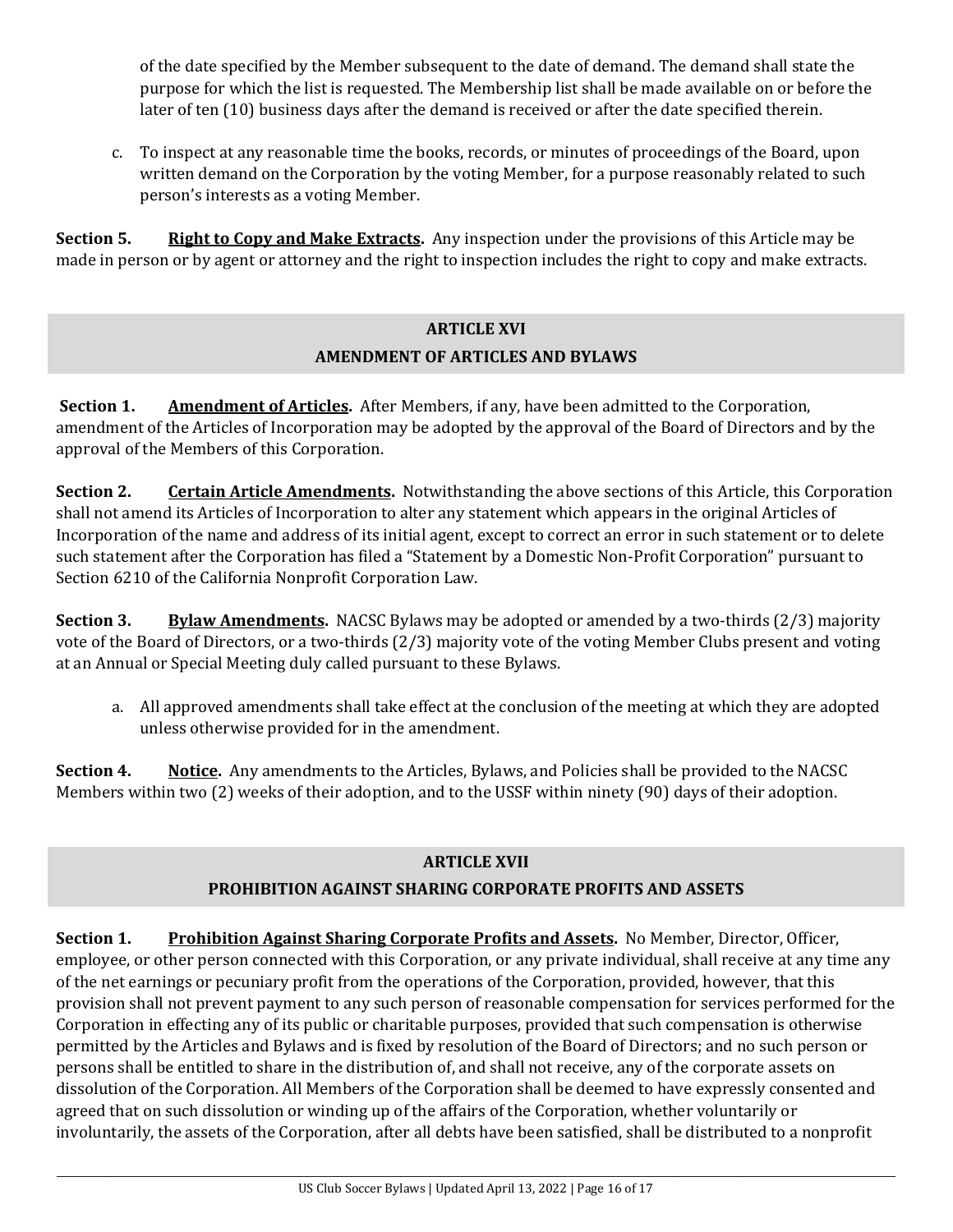of the date specified by the Member subsequent to the date of demand. The demand shall state the purpose for which the list is requested. The Membership list shall be made available on or before the later of ten (10) business days after the demand is received or after the date specified therein.

c. To inspect at any reasonable time the books, records, or minutes of proceedings of the Board, upon written demand on the Corporation by the voting Member, for a purpose reasonably related to such person's interests as a voting Member.

**Section 5. Right to Copy and Make Extracts.** Any inspection under the provisions of this Article may be made in person or by agent or attorney and the right to inspection includes the right to copy and make extracts.

## ARTICLE XVI
## AMENDMENT OF ARTICLES AND BYLAWS

**Section 1. Amendment of Articles.** After Members, if any, have been admitted to the Corporation, amendment of the Articles of Incorporation may be adopted by the approval of the Board of Directors and by the approval of the Members of this Corporation.

**Section 2. Certain Article Amendments.** Notwithstanding the above sections of this Article, this Corporation shall not amend its Articles of Incorporation to alter any statement which appears in the original Articles of Incorporation of the name and address of its initial agent, except to correct an error in such statement or to delete such statement after the Corporation has filed a "Statement by a Domestic Non-Profit Corporation" pursuant to Section 6210 of the California Nonprofit Corporation Law.

**Section 3. Bylaw Amendments.** NACSC Bylaws may be adopted or amended by a two-thirds (2/3) majority vote of the Board of Directors, or a two-thirds (2/3) majority vote of the voting Member Clubs present and voting at an Annual or Special Meeting duly called pursuant to these Bylaws.

a. All approved amendments shall take effect at the conclusion of the meeting at which they are adopted unless otherwise provided for in the amendment.

**Section 4. Notice.** Any amendments to the Articles, Bylaws, and Policies shall be provided to the NACSC Members within two (2) weeks of their adoption, and to the USSF within ninety (90) days of their adoption.

## ARTICLE XVII
## PROHIBITION AGAINST SHARING CORPORATE PROFITS AND ASSETS

**Section 1. Prohibition Against Sharing Corporate Profits and Assets.** No Member, Director, Officer, employee, or other person connected with this Corporation, or any private individual, shall receive at any time any of the net earnings or pecuniary profit from the operations of the Corporation, provided, however, that this provision shall not prevent payment to any such person of reasonable compensation for services performed for the Corporation in effecting any of its public or charitable purposes, provided that such compensation is otherwise permitted by the Articles and Bylaws and is fixed by resolution of the Board of Directors; and no such person or persons shall be entitled to share in the distribution of, and shall not receive, any of the corporate assets on dissolution of the Corporation. All Members of the Corporation shall be deemed to have expressly consented and agreed that on such dissolution or winding up of the affairs of the Corporation, whether voluntarily or involuntarily, the assets of the Corporation, after all debts have been satisfied, shall be distributed to a nonprofit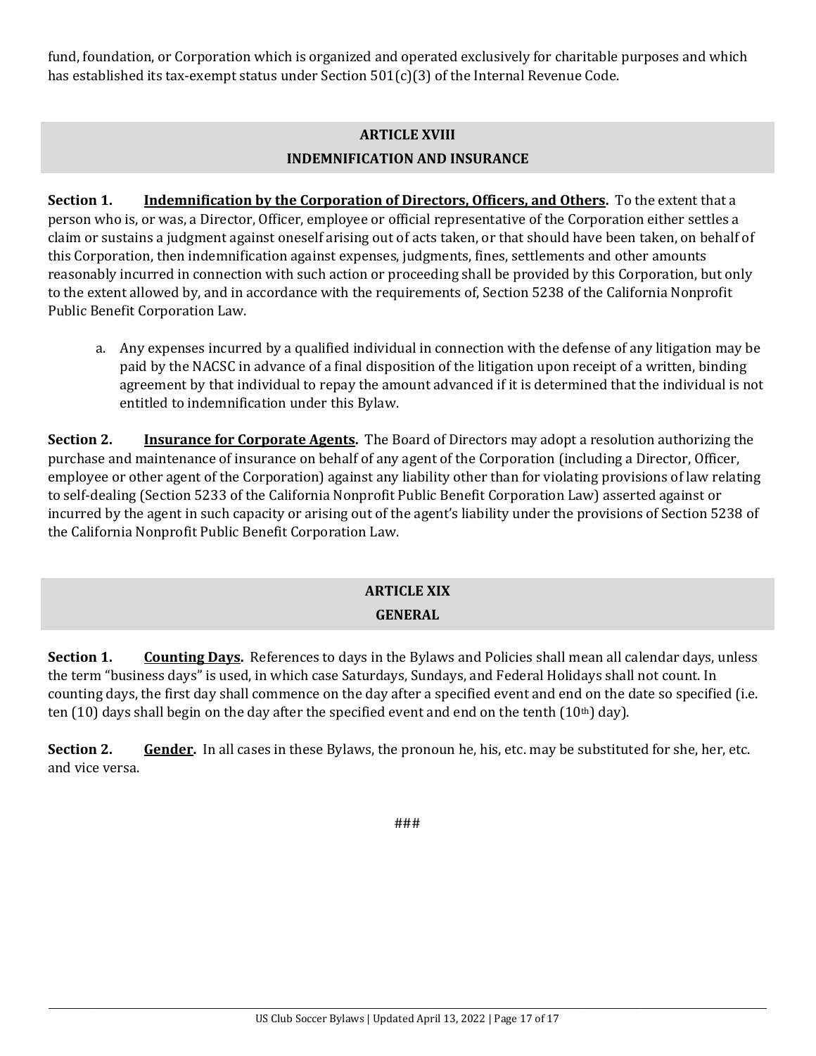fund, foundation, or Corporation which is organized and operated exclusively for charitable purposes and which has established its tax-exempt status under Section 501(c)(3) of the Internal Revenue Code.

## ARTICLE XVIII
## INDEMNIFICATION AND INSURANCE

**Section 1.** **Indemnification by the Corporation of Directors, Officers, and Others.** To the extent that a person who is, or was, a Director, Officer, employee or official representative of the Corporation either settles a claim or sustains a judgment against oneself arising out of acts taken, or that should have been taken, on behalf of this Corporation, then indemnification against expenses, judgments, fines, settlements and other amounts reasonably incurred in connection with such action or proceeding shall be provided by this Corporation, but only to the extent allowed by, and in accordance with the requirements of, Section 5238 of the California Nonprofit Public Benefit Corporation Law.

a. Any expenses incurred by a qualified individual in connection with the defense of any litigation may be paid by the NACSC in advance of a final disposition of the litigation upon receipt of a written, binding agreement by that individual to repay the amount advanced if it is determined that the individual is not entitled to indemnification under this Bylaw.

**Section 2.** **Insurance for Corporate Agents.** The Board of Directors may adopt a resolution authorizing the purchase and maintenance of insurance on behalf of any agent of the Corporation (including a Director, Officer, employee or other agent of the Corporation) against any liability other than for violating provisions of law relating to self-dealing (Section 5233 of the California Nonprofit Public Benefit Corporation Law) asserted against or incurred by the agent in such capacity or arising out of the agent's liability under the provisions of Section 5238 of the California Nonprofit Public Benefit Corporation Law.

## ARTICLE XIX
## GENERAL

**Section 1.** **Counting Days.** References to days in the Bylaws and Policies shall mean all calendar days, unless the term "business days" is used, in which case Saturdays, Sundays, and Federal Holidays shall not count. In counting days, the first day shall commence on the day after a specified event and end on the date so specified (i.e. ten (10) days shall begin on the day after the specified event and end on the tenth (10th) day).

**Section 2.** **Gender.** In all cases in these Bylaws, the pronoun he, his, etc. may be substituted for she, her, etc. and vice versa.

###